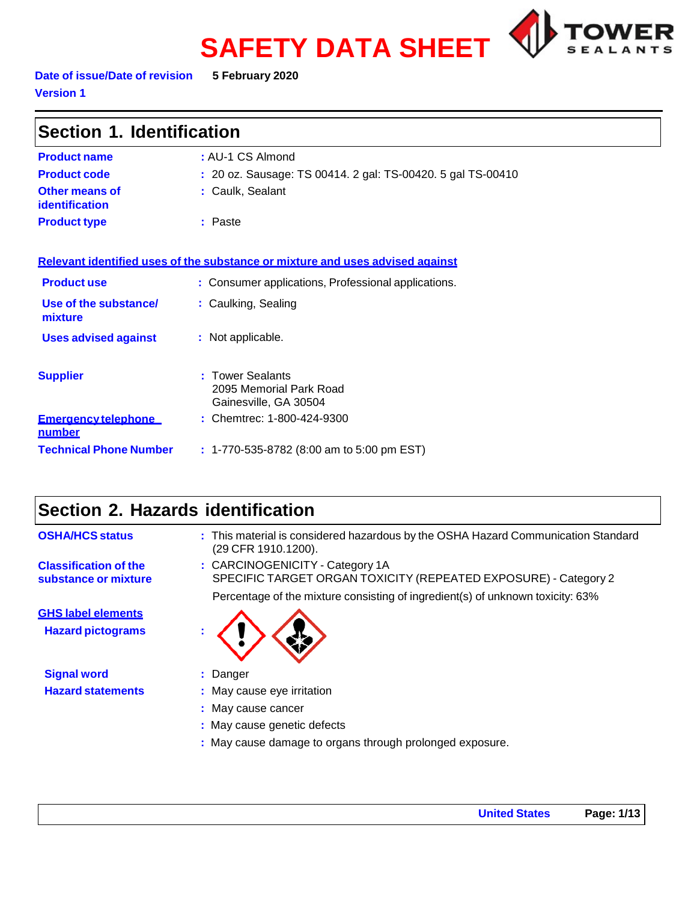# SAFETY DATA SHEET

**Date of issue/Date of revision** 5 February 2020

**Version 1**

## Section 1. Identification

**Product name** : AU-1 CS Almond

**Product code** : 20 oz. Sausage: TS 00414. 2 gal: TS-00420. 5 gal TS-00410

**Other means of identification** : Caulk, Sealant

**Product type** : Paste

**Relevant identified uses of the substance or mixture and uses advised against**

**Product use** : Consumer applications, Professional applications.

**Use of the substance/ mixture** : Caulking, Sealing

**Uses advised against** : Not applicable.

**Supplier** : Tower Sealants
2095 Memorial Park Road
Gainesville, GA 30504

**Emergency telephone number** : Chemtrec: 1-800-424-9300

**Technical Phone Number** : 1-770-535-8782 (8:00 am to 5:00 pm EST)

## Section 2. Hazards identification

**OSHA/HCS status** : This material is considered hazardous by the OSHA Hazard Communication Standard (29 CFR 1910.1200).

**Classification of the substance or mixture** : CARCINOGENICITY - Category 1A
SPECIFIC TARGET ORGAN TOXICITY (REPEATED EXPOSURE) - Category 2

Percentage of the mixture consisting of ingredient(s) of unknown toxicity: 63%

**GHS label elements**

**Hazard pictograms** :

**Signal word** : Danger

**Hazard statements** : May cause eye irritation
: May cause cancer
: May cause genetic defects
: May cause damage to organs through prolonged exposure.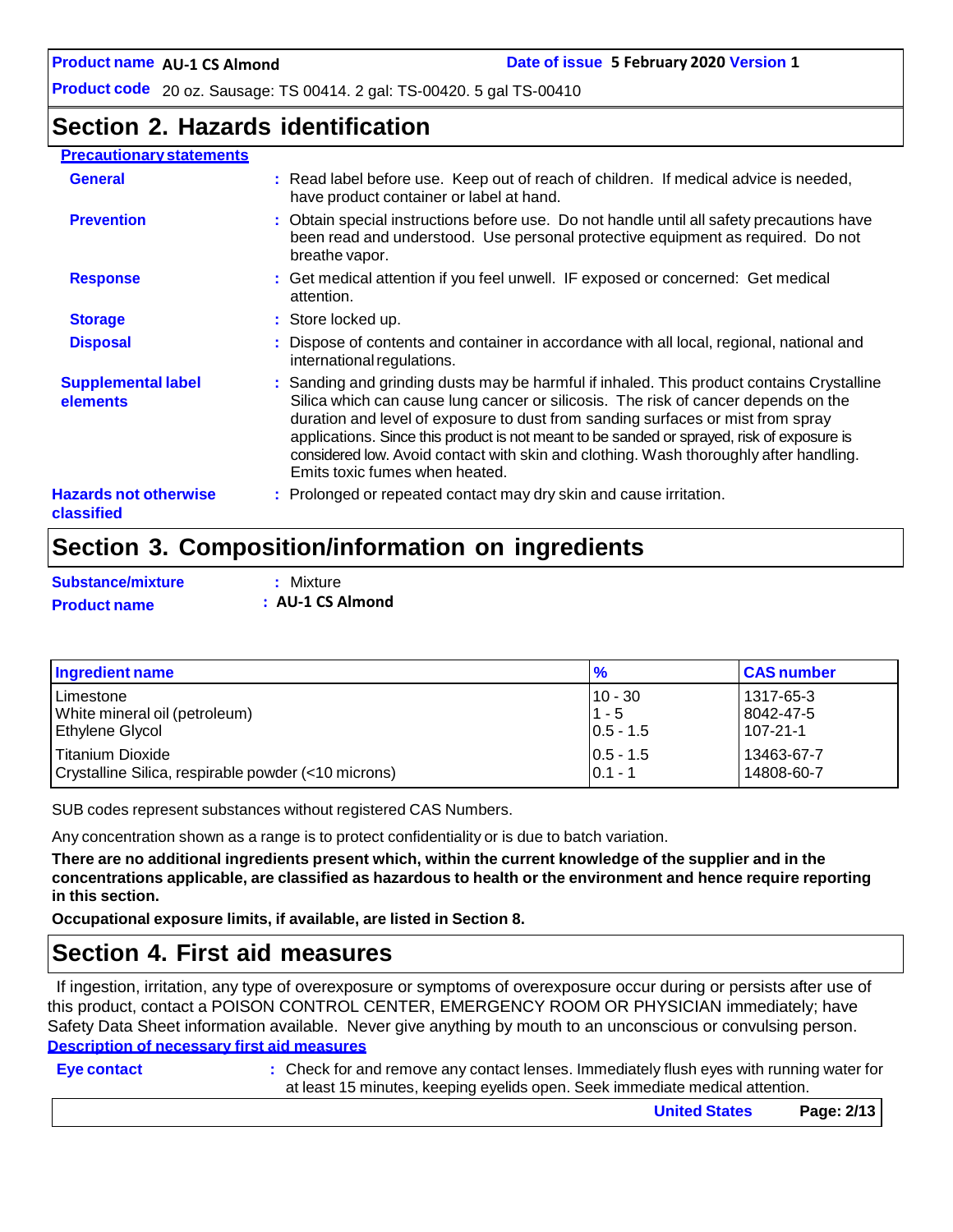## Section 2. Hazards identification

**Precautionary statements**

**General** : Read label before use. Keep out of reach of children. If medical advice is needed, have product container or label at hand.

**Prevention** : Obtain special instructions before use. Do not handle until all safety precautions have been read and understood. Use personal protective equipment as required. Do not breathe vapor.

**Response** : Get medical attention if you feel unwell. IF exposed or concerned: Get medical attention.

**Storage** : Store locked up.

**Disposal** : Dispose of contents and container in accordance with all local, regional, national and international regulations.

**Supplemental label elements** : Sanding and grinding dusts may be harmful if inhaled. This product contains Crystalline Silica which can cause lung cancer or silicosis. The risk of cancer depends on the duration and level of exposure to dust from sanding surfaces or mist from spray applications. Since this product is not meant to be sanded or sprayed, risk of exposure is considered low. Avoid contact with skin and clothing. Wash thoroughly after handling. Emits toxic fumes when heated.

**Hazards not otherwise classified** : Prolonged or repeated contact may dry skin and cause irritation.

## Section 3. Composition/information on ingredients

**Substance/mixture** : Mixture

**Product name** : **AU-1 CS Almond**

| Ingredient name | % | CAS number |
|---|---|---|
| Limestone | 10 - 30 | 1317-65-3 |
| White mineral oil (petroleum) | 1 - 5 | 8042-47-5 |
| Ethylene Glycol | 0.5 - 1.5 | 107-21-1 |
| Titanium Dioxide | 0.5 - 1.5 | 13463-67-7 |
| Crystalline Silica, respirable powder (<10 microns) | 0.1 - 1 | 14808-60-7 |

SUB codes represent substances without registered CAS Numbers.

Any concentration shown as a range is to protect confidentiality or is due to batch variation.

**There are no additional ingredients present which, within the current knowledge of the supplier and in the concentrations applicable, are classified as hazardous to health or the environment and hence require reporting in this section.**

**Occupational exposure limits, if available, are listed in Section 8.**

## Section 4. First aid measures

If ingestion, irritation, any type of overexposure or symptoms of overexposure occur during or persists after use of this product, contact a POISON CONTROL CENTER, EMERGENCY ROOM OR PHYSICIAN immediately; have Safety Data Sheet information available. Never give anything by mouth to an unconscious or convulsing person.

**Description of necessary first aid measures**

**Eye contact** : Check for and remove any contact lenses. Immediately flush eyes with running water for at least 15 minutes, keeping eyelids open. Seek immediate medical attention.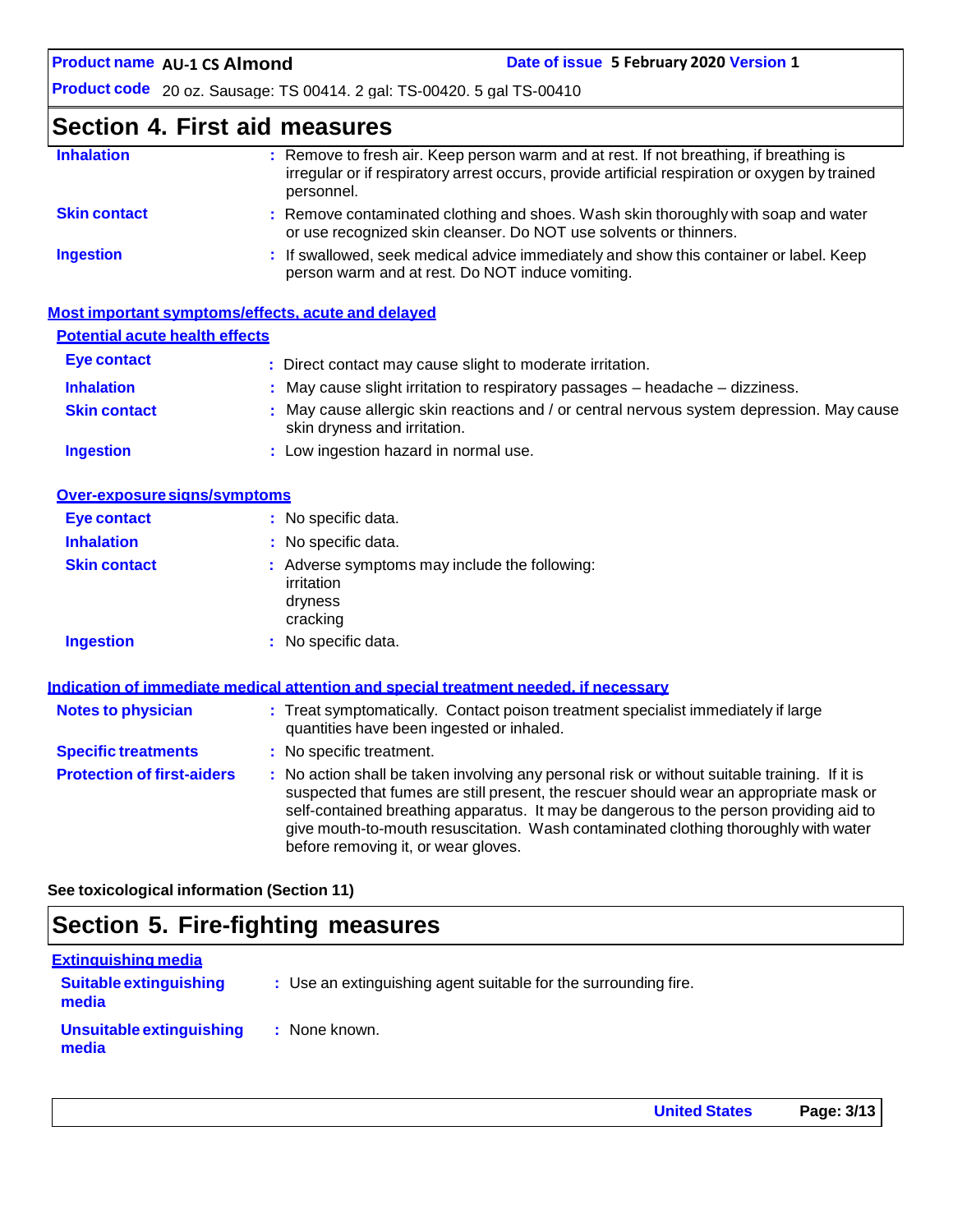## Section 4. First aid measures

| | |
|---|---|
| **Inhalation** | Remove to fresh air. Keep person warm and at rest. If not breathing, if breathing is irregular or if respiratory arrest occurs, provide artificial respiration or oxygen by trained personnel. |
| **Skin contact** | Remove contaminated clothing and shoes. Wash skin thoroughly with soap and water or use recognized skin cleanser. Do NOT use solvents or thinners. |
| **Ingestion** | If swallowed, seek medical advice immediately and show this container or label. Keep person warm and at rest. Do NOT induce vomiting. |

### Most important symptoms/effects, acute and delayed

#### Potential acute health effects

| | |
|---|---|
| **Eye contact** | Direct contact may cause slight to moderate irritation. |
| **Inhalation** | May cause slight irritation to respiratory passages – headache – dizziness. |
| **Skin contact** | May cause allergic skin reactions and / or central nervous system depression. May cause skin dryness and irritation. |
| **Ingestion** | Low ingestion hazard in normal use. |

#### Over-exposure signs/symptoms

| | |
|---|---|
| **Eye contact** | No specific data. |
| **Inhalation** | No specific data. |
| **Skin contact** | Adverse symptoms may include the following: irritation dryness cracking |
| **Ingestion** | No specific data. |

### Indication of immediate medical attention and special treatment needed, if necessary

| | |
|---|---|
| **Notes to physician** | Treat symptomatically. Contact poison treatment specialist immediately if large quantities have been ingested or inhaled. |
| **Specific treatments** | No specific treatment. |
| **Protection of first-aiders** | No action shall be taken involving any personal risk or without suitable training. If it is suspected that fumes are still present, the rescuer should wear an appropriate mask or self-contained breathing apparatus. It may be dangerous to the person providing aid to give mouth-to-mouth resuscitation. Wash contaminated clothing thoroughly with water before removing it, or wear gloves. |

**See toxicological information (Section 11)**

## Section 5. Fire-fighting measures

### Extinguishing media

| | |
|---|---|
| **Suitable extinguishing media** | Use an extinguishing agent suitable for the surrounding fire. |
| **Unsuitable extinguishing media** | None known. |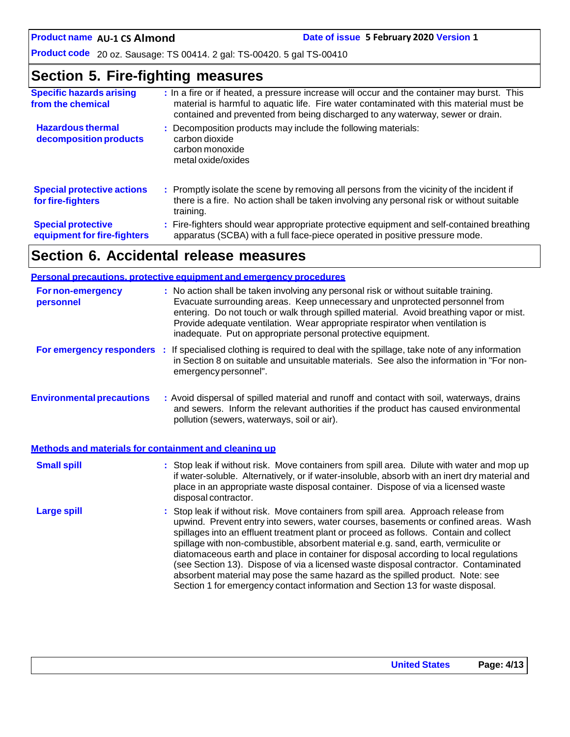## Section 5. Fire-fighting measures

**Specific hazards arising from the chemical** : In a fire or if heated, a pressure increase will occur and the container may burst. This material is harmful to aquatic life. Fire water contaminated with this material must be contained and prevented from being discharged to any waterway, sewer or drain.

**Hazardous thermal decomposition products** : Decomposition products may include the following materials:
carbon dioxide
carbon monoxide
metal oxide/oxides

**Special protective actions for fire-fighters** : Promptly isolate the scene by removing all persons from the vicinity of the incident if there is a fire. No action shall be taken involving any personal risk or without suitable training.

**Special protective equipment for fire-fighters** : Fire-fighters should wear appropriate protective equipment and self-contained breathing apparatus (SCBA) with a full face-piece operated in positive pressure mode.

## Section 6. Accidental release measures

### Personal precautions, protective equipment and emergency procedures

**For non-emergency personnel** : No action shall be taken involving any personal risk or without suitable training. Evacuate surrounding areas. Keep unnecessary and unprotected personnel from entering. Do not touch or walk through spilled material. Avoid breathing vapor or mist. Provide adequate ventilation. Wear appropriate respirator when ventilation is inadequate. Put on appropriate personal protective equipment.

**For emergency responders** : If specialised clothing is required to deal with the spillage, take note of any information in Section 8 on suitable and unsuitable materials. See also the information in "For non-emergency personnel".

**Environmental precautions** : Avoid dispersal of spilled material and runoff and contact with soil, waterways, drains and sewers. Inform the relevant authorities if the product has caused environmental pollution (sewers, waterways, soil or air).

### Methods and materials for containment and cleaning up

**Small spill** : Stop leak if without risk. Move containers from spill area. Dilute with water and mop up if water-soluble. Alternatively, or if water-insoluble, absorb with an inert dry material and place in an appropriate waste disposal container. Dispose of via a licensed waste disposal contractor.

**Large spill** : Stop leak if without risk. Move containers from spill area. Approach release from upwind. Prevent entry into sewers, water courses, basements or confined areas. Wash spillages into an effluent treatment plant or proceed as follows. Contain and collect spillage with non-combustible, absorbent material e.g. sand, earth, vermiculite or diatomaceous earth and place in container for disposal according to local regulations (see Section 13). Dispose of via a licensed waste disposal contractor. Contaminated absorbent material may pose the same hazard as the spilled product. Note: see Section 1 for emergency contact information and Section 13 for waste disposal.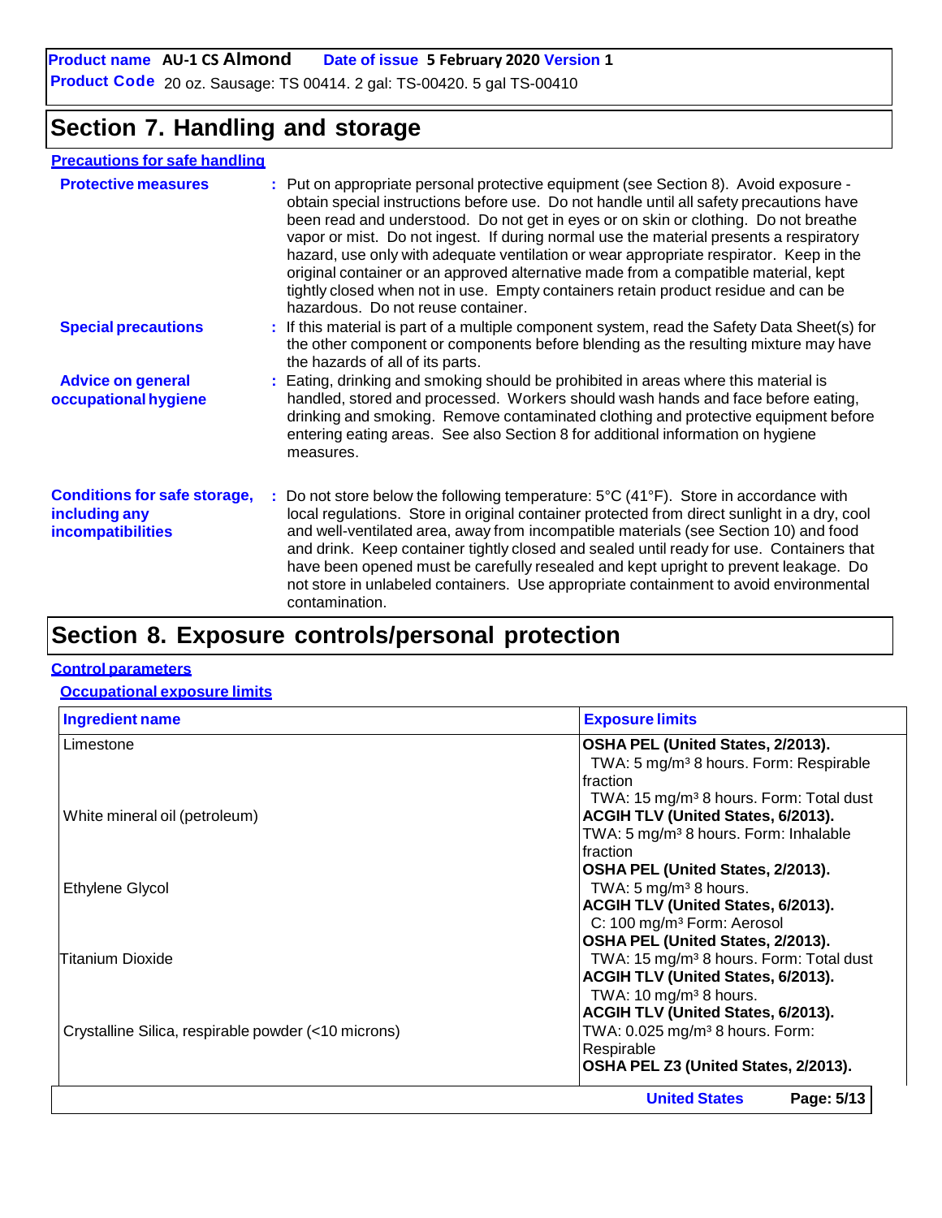**Product name** AU-1 CS Almond **Date of issue** 5 February 2020 **Version** 1

**Product Code** 20 oz. Sausage: TS 00414. 2 gal: TS-00420. 5 gal TS-00410

# Section 7. Handling and storage

## Precautions for safe handling

**Protective measures** : Put on appropriate personal protective equipment (see Section 8). Avoid exposure - obtain special instructions before use. Do not handle until all safety precautions have been read and understood. Do not get in eyes or on skin or clothing. Do not breathe vapor or mist. Do not ingest. If during normal use the material presents a respiratory hazard, use only with adequate ventilation or wear appropriate respirator. Keep in the original container or an approved alternative made from a compatible material, kept tightly closed when not in use. Empty containers retain product residue and can be hazardous. Do not reuse container.

**Special precautions** : If this material is part of a multiple component system, read the Safety Data Sheet(s) for the other component or components before blending as the resulting mixture may have the hazards of all of its parts.

**Advice on general occupational hygiene** : Eating, drinking and smoking should be prohibited in areas where this material is handled, stored and processed. Workers should wash hands and face before eating, drinking and smoking. Remove contaminated clothing and protective equipment before entering eating areas. See also Section 8 for additional information on hygiene measures.

**Conditions for safe storage, including any incompatibilities** : Do not store below the following temperature: 5°C (41°F). Store in accordance with local regulations. Store in original container protected from direct sunlight in a dry, cool and well-ventilated area, away from incompatible materials (see Section 10) and food and drink. Keep container tightly closed and sealed until ready for use. Containers that have been opened must be carefully resealed and kept upright to prevent leakage. Do not store in unlabeled containers. Use appropriate containment to avoid environmental contamination.

# Section 8. Exposure controls/personal protection

## Control parameters

### Occupational exposure limits

| Ingredient name | Exposure limits |
|---|---|
| Limestone | **OSHA PEL (United States, 2/2013).**<br>TWA: 5 mg/m³ 8 hours. Form: Respirable fraction<br>TWA: 15 mg/m³ 8 hours. Form: Total dust |
| White mineral oil (petroleum) | **ACGIH TLV (United States, 6/2013).**<br>TWA: 5 mg/m³ 8 hours. Form: Inhalable fraction<br>**OSHA PEL (United States, 2/2013).**<br>TWA: 5 mg/m³ 8 hours. |
| Ethylene Glycol | **ACGIH TLV (United States, 6/2013).**<br>C: 100 mg/m³ Form: Aerosol |
| Titanium Dioxide | **OSHA PEL (United States, 2/2013).**<br>TWA: 15 mg/m³ 8 hours. Form: Total dust<br>**ACGIH TLV (United States, 6/2013).**<br>TWA: 10 mg/m³ 8 hours. |
| Crystalline Silica, respirable powder (<10 microns) | **ACGIH TLV (United States, 6/2013).**<br>TWA: 0.025 mg/m³ 8 hours. Form: Respirable<br>**OSHA PEL Z3 (United States, 2/2013).** |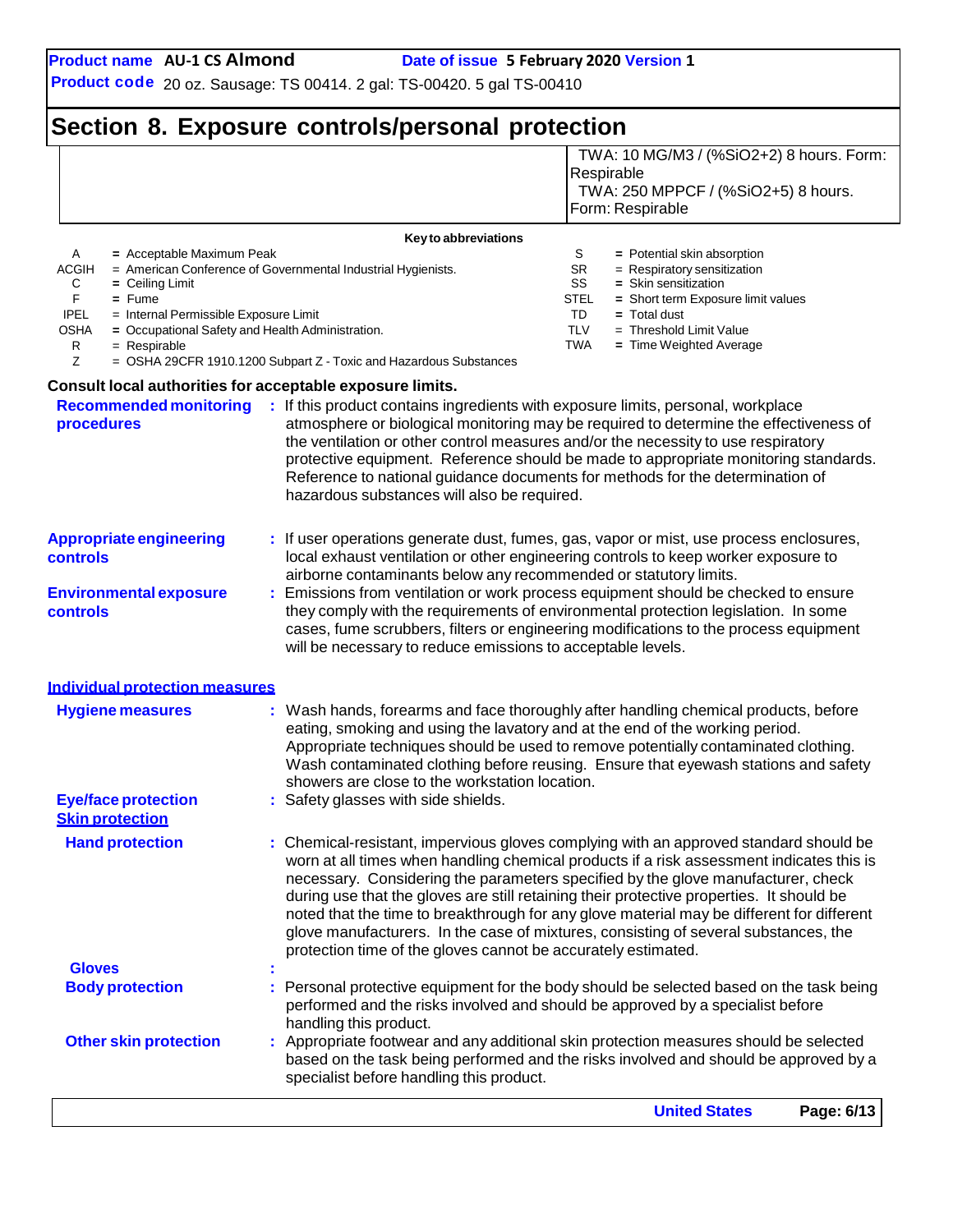## Section 8. Exposure controls/personal protection

| | |
|---|---|
| | TWA: 10 MG/M3 / (%SiO2+2) 8 hours. Form: Respirable<br>TWA: 250 MPPCF / (%SiO2+5) 8 hours. Form: Respirable |

**Key to abbreviations**

| | | | |
|---|---|---|---|
| A | = Acceptable Maximum Peak | S | = Potential skin absorption |
| ACGIH | = American Conference of Governmental Industrial Hygienists. | SR | = Respiratory sensitization |
| C | = Ceiling Limit | SS | = Skin sensitization |
| F | = Fume | STEL | = Short term Exposure limit values |
| IPEL | = Internal Permissible Exposure Limit | TD | = Total dust |
| OSHA | = Occupational Safety and Health Administration. | TLV | = Threshold Limit Value |
| R | = Respirable | TWA | = Time Weighted Average |
| Z | = OSHA 29CFR 1910.1200 Subpart Z - Toxic and Hazardous Substances | | |

**Consult local authorities for acceptable exposure limits.**

**Recommended monitoring procedures** : If this product contains ingredients with exposure limits, personal, workplace atmosphere or biological monitoring may be required to determine the effectiveness of the ventilation or other control measures and/or the necessity to use respiratory protective equipment. Reference should be made to appropriate monitoring standards. Reference to national guidance documents for methods for the determination of hazardous substances will also be required.

**Appropriate engineering controls** : If user operations generate dust, fumes, gas, vapor or mist, use process enclosures, local exhaust ventilation or other engineering controls to keep worker exposure to airborne contaminants below any recommended or statutory limits.

**Environmental exposure controls** : Emissions from ventilation or work process equipment should be checked to ensure they comply with the requirements of environmental protection legislation. In some cases, fume scrubbers, filters or engineering modifications to the process equipment will be necessary to reduce emissions to acceptable levels.

### Individual protection measures

**Hygiene measures** : Wash hands, forearms and face thoroughly after handling chemical products, before eating, smoking and using the lavatory and at the end of the working period. Appropriate techniques should be used to remove potentially contaminated clothing. Wash contaminated clothing before reusing. Ensure that eyewash stations and safety showers are close to the workstation location.

**Eye/face protection** : Safety glasses with side shields.

### Skin protection

**Hand protection** : Chemical-resistant, impervious gloves complying with an approved standard should be worn at all times when handling chemical products if a risk assessment indicates this is necessary. Considering the parameters specified by the glove manufacturer, check during use that the gloves are still retaining their protective properties. It should be noted that the time to breakthrough for any glove material may be different for different glove manufacturers. In the case of mixtures, consisting of several substances, the protection time of the gloves cannot be accurately estimated.

**Gloves** :

**Body protection** : Personal protective equipment for the body should be selected based on the task being performed and the risks involved and should be approved by a specialist before handling this product.

**Other skin protection** : Appropriate footwear and any additional skin protection measures should be selected based on the task being performed and the risks involved and should be approved by a specialist before handling this product.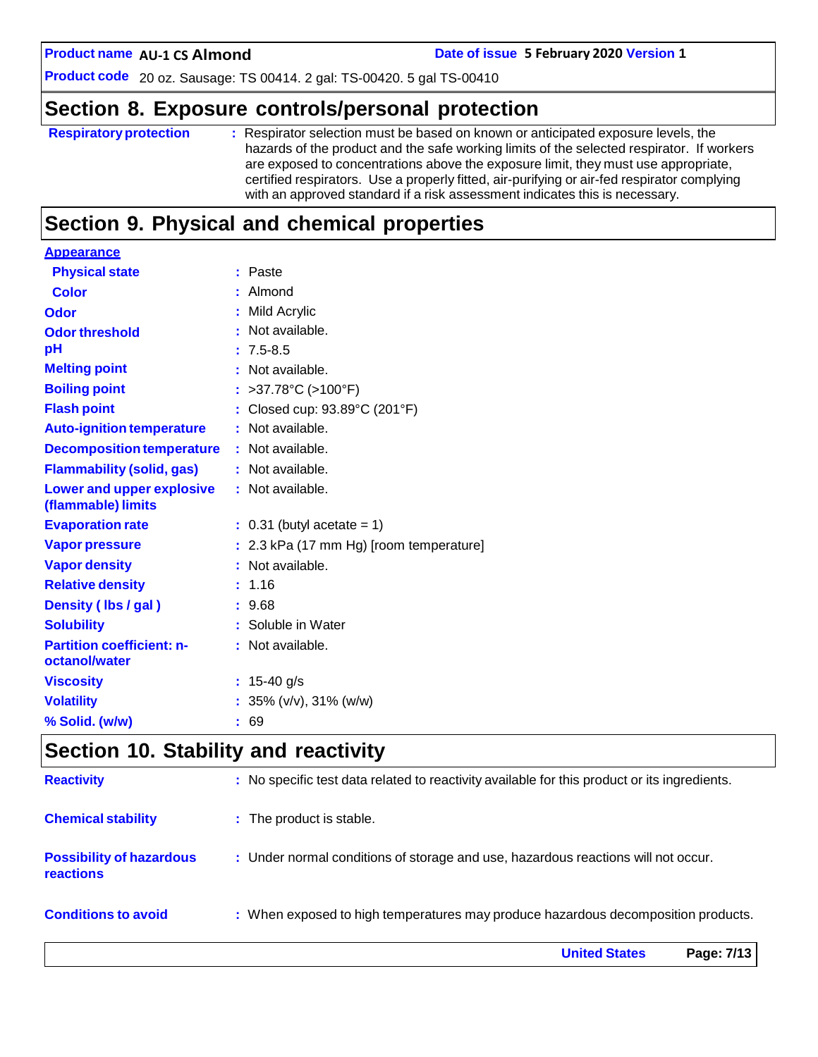## Section 8. Exposure controls/personal protection

| | |
|---|---|
| **Respiratory protection** | : Respirator selection must be based on known or anticipated exposure levels, the hazards of the product and the safe working limits of the selected respirator. If workers are exposed to concentrations above the exposure limit, they must use appropriate, certified respirators. Use a properly fitted, air-purifying or air-fed respirator complying with an approved standard if a risk assessment indicates this is necessary. |

## Section 9. Physical and chemical properties

**Appearance**

| | |
|---|---|
| **Physical state** | : Paste |
| **Color** | : Almond |
| **Odor** | : Mild Acrylic |
| **Odor threshold** | : Not available. |
| **pH** | : 7.5-8.5 |
| **Melting point** | : Not available. |
| **Boiling point** | : >37.78°C (>100°F) |
| **Flash point** | : Closed cup: 93.89°C (201°F) |
| **Auto-ignition temperature** | : Not available. |
| **Decomposition temperature** | : Not available. |
| **Flammability (solid, gas)** | : Not available. |
| **Lower and upper explosive (flammable) limits** | : Not available. |
| **Evaporation rate** | : 0.31 (butyl acetate = 1) |
| **Vapor pressure** | : 2.3 kPa (17 mm Hg) [room temperature] |
| **Vapor density** | : Not available. |
| **Relative density** | : 1.16 |
| **Density ( lbs / gal )** | : 9.68 |
| **Solubility** | : Soluble in Water |
| **Partition coefficient: n-octanol/water** | : Not available. |
| **Viscosity** | : 15-40 g/s |
| **Volatility** | : 35% (v/v), 31% (w/w) |
| **% Solid. (w/w)** | : 69 |

## Section 10. Stability and reactivity

| | |
|---|---|
| **Reactivity** | : No specific test data related to reactivity available for this product or its ingredients. |
| **Chemical stability** | : The product is stable. |
| **Possibility of hazardous reactions** | : Under normal conditions of storage and use, hazardous reactions will not occur. |
| **Conditions to avoid** | : When exposed to high temperatures may produce hazardous decomposition products. |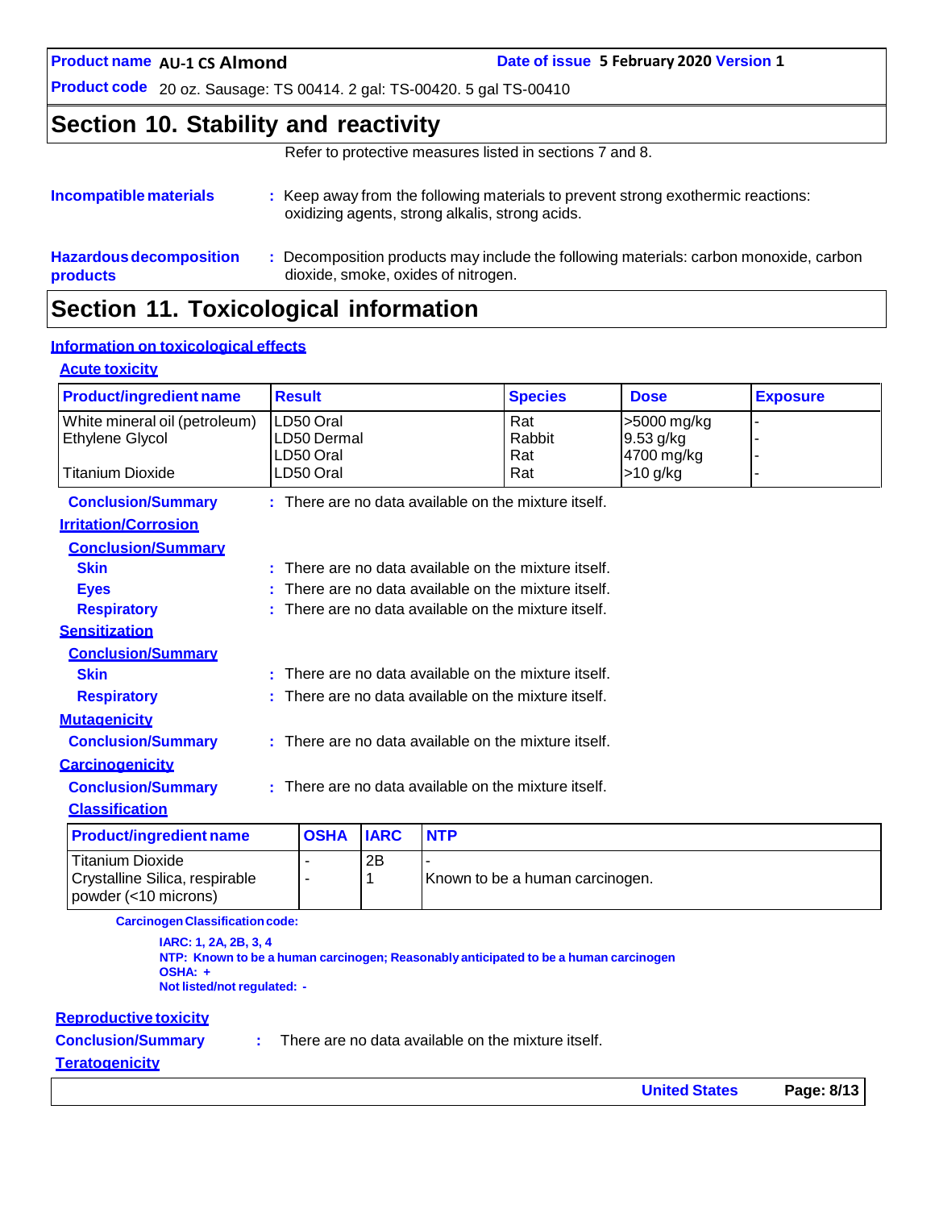## Section 10. Stability and reactivity

Refer to protective measures listed in sections 7 and 8.

**Incompatible materials** : Keep away from the following materials to prevent strong exothermic reactions: oxidizing agents, strong alkalis, strong acids.

**Hazardous decomposition products** : Decomposition products may include the following materials: carbon monoxide, carbon dioxide, smoke, oxides of nitrogen.

## Section 11. Toxicological information

### Information on toxicological effects

#### Acute toxicity

| Product/ingredient name | Result | Species | Dose | Exposure |
|---|---|---|---|---|
| White mineral oil (petroleum) | LD50 Oral | Rat | >5000 mg/kg | - |
| Ethylene Glycol | LD50 Dermal | Rabbit | 9.53 g/kg | - |
| | LD50 Oral | Rat | 4700 mg/kg | - |
| Titanium Dioxide | LD50 Oral | Rat | >10 g/kg | - |

**Conclusion/Summary** : There are no data available on the mixture itself.

#### Irritation/Corrosion

**Conclusion/Summary**

**Skin** : There are no data available on the mixture itself.

**Eyes** : There are no data available on the mixture itself.

**Respiratory** : There are no data available on the mixture itself.

#### Sensitization

**Conclusion/Summary**

**Skin** : There are no data available on the mixture itself.

**Respiratory** : There are no data available on the mixture itself.

#### Mutagenicity

**Conclusion/Summary** : There are no data available on the mixture itself.

#### Carcinogenicity

**Conclusion/Summary** : There are no data available on the mixture itself.

**Classification**

| Product/ingredient name | OSHA | IARC | NTP |
|---|---|---|---|
| Titanium Dioxide | - | 2B | - |
| Crystalline Silica, respirable powder (<10 microns) | - | 1 | Known to be a human carcinogen. |

**Carcinogen Classification code:**

**IARC: 1, 2A, 2B, 3, 4**
**NTP: Known to be a human carcinogen; Reasonably anticipated to be a human carcinogen**
**OSHA: +**
**Not listed/not regulated: -**

#### Reproductive toxicity

**Conclusion/Summary** : There are no data available on the mixture itself.

#### Teratogenicity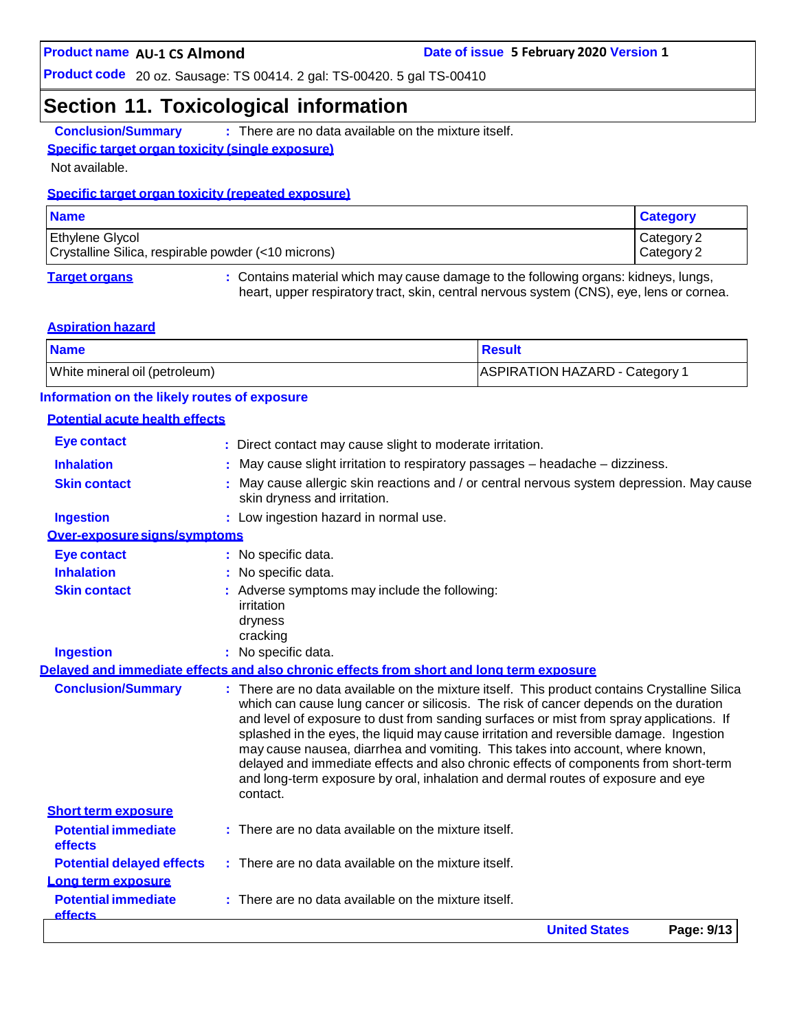## Section 11. Toxicological information

**Conclusion/Summary** : There are no data available on the mixture itself.

**Specific target organ toxicity (single exposure)**

Not available.

**Specific target organ toxicity (repeated exposure)**

| Name | Category |
| --- | --- |
| Ethylene Glycol | Category 2 |
| Crystalline Silica, respirable powder (<10 microns) | Category 2 |

**Target organs** : Contains material which may cause damage to the following organs: kidneys, lungs, heart, upper respiratory tract, skin, central nervous system (CNS), eye, lens or cornea.

**Aspiration hazard**

| Name | Result |
| --- | --- |
| White mineral oil (petroleum) | ASPIRATION HAZARD - Category 1 |

**Information on the likely routes of exposure**

**Potential acute health effects**

**Eye contact** : Direct contact may cause slight to moderate irritation.

**Inhalation** : May cause slight irritation to respiratory passages – headache – dizziness.

**Skin contact** : May cause allergic skin reactions and / or central nervous system depression. May cause skin dryness and irritation.

**Ingestion** : Low ingestion hazard in normal use.

**Over-exposure signs/symptoms**

**Eye contact** : No specific data.

**Inhalation** : No specific data.

**Skin contact** : Adverse symptoms may include the following:
irritation
dryness
cracking

**Ingestion** : No specific data.

**Delayed and immediate effects and also chronic effects from short and long term exposure**

**Conclusion/Summary** : There are no data available on the mixture itself. This product contains Crystalline Silica which can cause lung cancer or silicosis. The risk of cancer depends on the duration and level of exposure to dust from sanding surfaces or mist from spray applications. If splashed in the eyes, the liquid may cause irritation and reversible damage. Ingestion may cause nausea, diarrhea and vomiting. This takes into account, where known, delayed and immediate effects and also chronic effects of components from short-term and long-term exposure by oral, inhalation and dermal routes of exposure and eye contact.

**Short term exposure**

**Potential immediate effects** : There are no data available on the mixture itself.

**Potential delayed effects** : There are no data available on the mixture itself.

**Long term exposure**

**Potential immediate effects** : There are no data available on the mixture itself.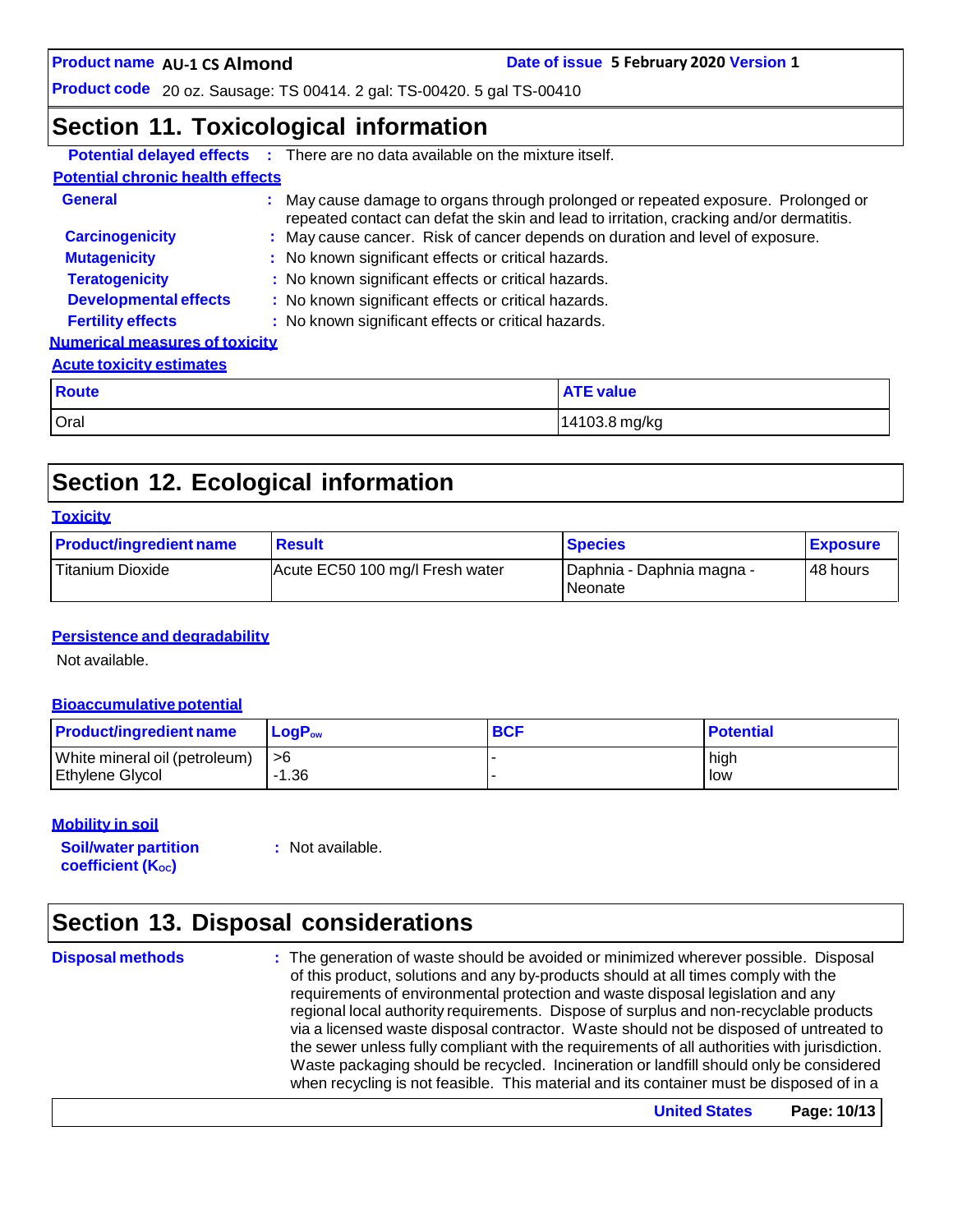## Section 11. Toxicological information

**Potential delayed effects** : There are no data available on the mixture itself.

**Potential chronic health effects**

**General** : May cause damage to organs through prolonged or repeated exposure. Prolonged or repeated contact can defat the skin and lead to irritation, cracking and/or dermatitis.

**Carcinogenicity** : May cause cancer. Risk of cancer depends on duration and level of exposure.

**Mutagenicity** : No known significant effects or critical hazards.

**Teratogenicity** : No known significant effects or critical hazards.

**Developmental effects** : No known significant effects or critical hazards.

**Fertility effects** : No known significant effects or critical hazards.

**Numerical measures of toxicity**

**Acute toxicity estimates**

| Route | ATE value |
|---|---|
| Oral | 14103.8 mg/kg |

## Section 12. Ecological information

**Toxicity**

| Product/ingredient name | Result | Species | Exposure |
|---|---|---|---|
| Titanium Dioxide | Acute EC50 100 mg/l Fresh water | Daphnia - Daphnia magna - Neonate | 48 hours |

**Persistence and degradability**

Not available.

**Bioaccumulative potential**

| Product/ingredient name | $LogP_{ow}$ | BCF | Potential |
|---|---|---|---|
| White mineral oil (petroleum) | >6 | - | high |
| Ethylene Glycol | -1.36 | - | low |

**Mobility in soil**

**Soil/water partition coefficient ($K_{OC}$)** : Not available.

## Section 13. Disposal considerations

**Disposal methods** : The generation of waste should be avoided or minimized wherever possible. Disposal of this product, solutions and any by-products should at all times comply with the requirements of environmental protection and waste disposal legislation and any regional local authority requirements. Dispose of surplus and non-recyclable products via a licensed waste disposal contractor. Waste should not be disposed of untreated to the sewer unless fully compliant with the requirements of all authorities with jurisdiction. Waste packaging should be recycled. Incineration or landfill should only be considered when recycling is not feasible. This material and its container must be disposed of in a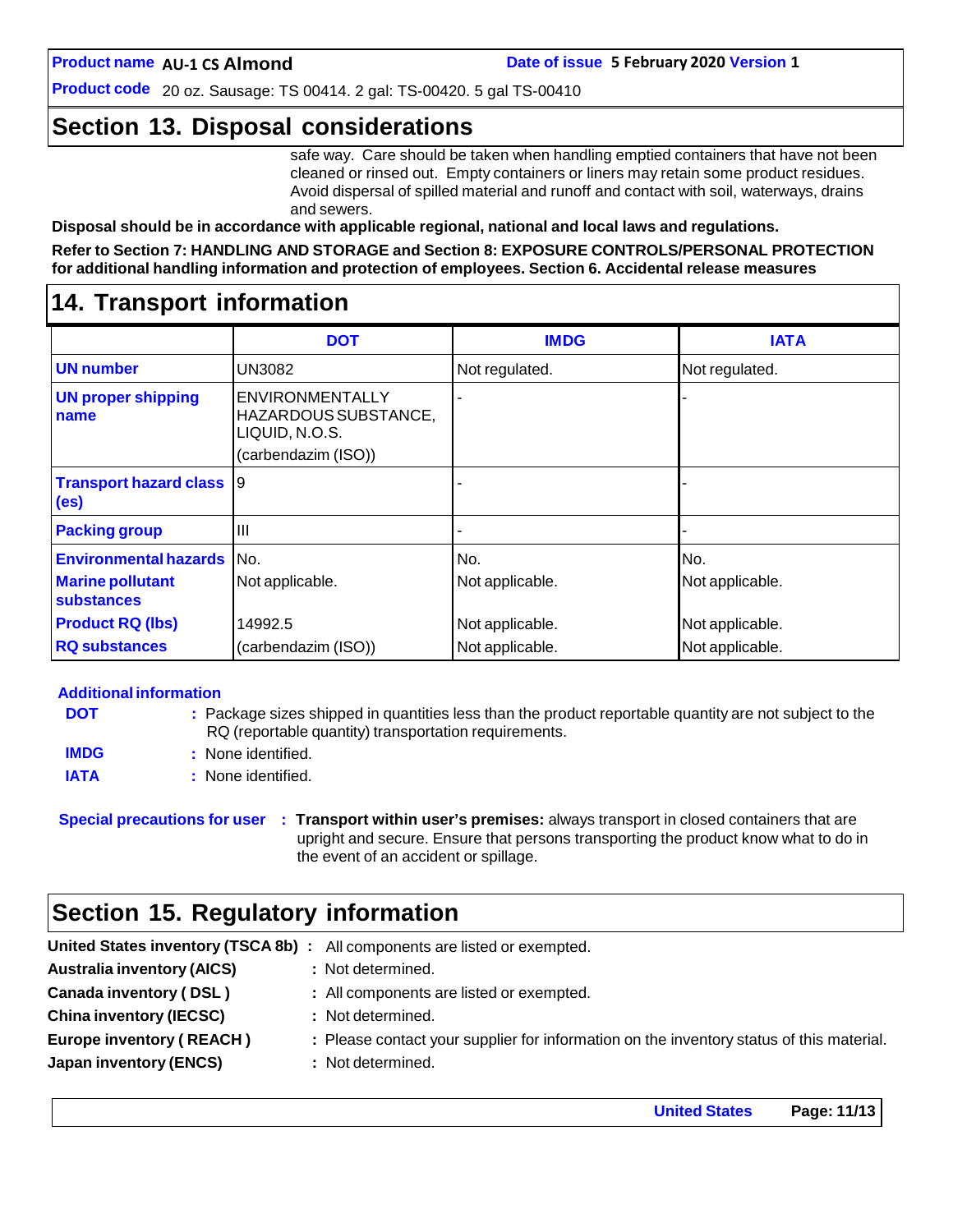## Section 13. Disposal considerations

safe way. Care should be taken when handling emptied containers that have not been cleaned or rinsed out. Empty containers or liners may retain some product residues. Avoid dispersal of spilled material and runoff and contact with soil, waterways, drains and sewers.

**Disposal should be in accordance with applicable regional, national and local laws and regulations.**

**Refer to Section 7: HANDLING AND STORAGE and Section 8: EXPOSURE CONTROLS/PERSONAL PROTECTION for additional handling information and protection of employees. Section 6. Accidental release measures**

## 14. Transport information

| | DOT | IMDG | IATA |
|---|---|---|---|
| **UN number** | UN3082 | Not regulated. | Not regulated. |
| **UN proper shipping name** | ENVIRONMENTALLY HAZARDOUS SUBSTANCE, LIQUID, N.O.S. (carbendazim (ISO)) | - | - |
| **Transport hazard class (es)** | 9 | - | - |
| **Packing group** | III | - | - |
| **Environmental hazards** | No. | No. | No. |
| **Marine pollutant substances** | Not applicable. | Not applicable. | Not applicable. |
| **Product RQ (lbs)** | 14992.5 | Not applicable. | Not applicable. |
| **RQ substances** | (carbendazim (ISO)) | Not applicable. | Not applicable. |

**Additional information**

**DOT** : Package sizes shipped in quantities less than the product reportable quantity are not subject to the RQ (reportable quantity) transportation requirements.

**IMDG** : None identified.

**IATA** : None identified.

**Special precautions for user** : **Transport within user's premises:** always transport in closed containers that are upright and secure. Ensure that persons transporting the product know what to do in the event of an accident or spillage.

## Section 15. Regulatory information

**United States inventory (TSCA 8b)** : All components are listed or exempted.

**Australia inventory (AICS)** : Not determined.

**Canada inventory ( DSL )** : All components are listed or exempted.

**China inventory (IECSC)** : Not determined.

**Europe inventory ( REACH )** : Please contact your supplier for information on the inventory status of this material.

**Japan inventory (ENCS)** : Not determined.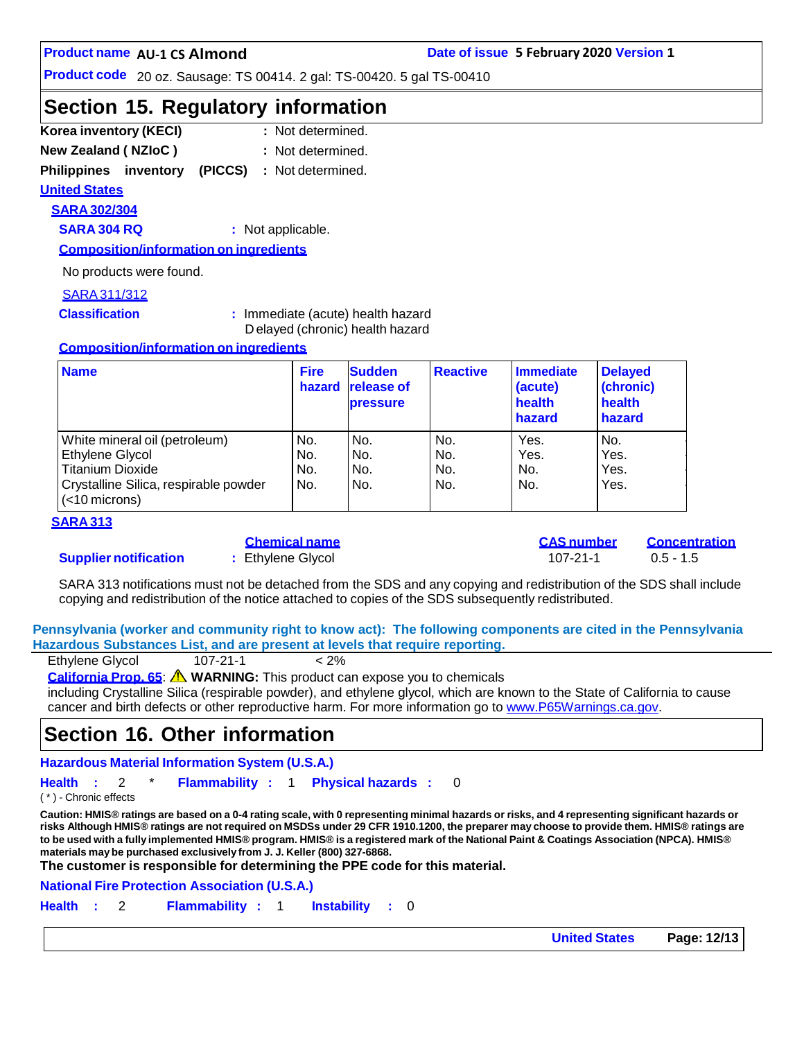**Product name** AU-1 CS Almond **Date of issue** 5 February 2020 **Version** 1

**Product code** 20 oz. Sausage: TS 00414. 2 gal: TS-00420. 5 gal TS-00410

## Section 15. Regulatory information

**Korea inventory (KECI)** : Not determined.

**New Zealand ( NZIoC )** : Not determined.

**Philippines inventory (PICCS)** : Not determined.

**United States**

**SARA 302/304**

**SARA 304 RQ** : Not applicable.

**Composition/information on ingredients**

No products were found.

SARA 311/312

**Classification** : Immediate (acute) health hazard
Delayed (chronic) health hazard

**Composition/information on ingredients**

| Name | Fire hazard | Sudden release of pressure | Reactive | Immediate (acute) health hazard | Delayed (chronic) health hazard |
|---|---|---|---|---|---|
| White mineral oil (petroleum) | No. | No. | No. | Yes. | No. |
| Ethylene Glycol | No. | No. | No. | Yes. | Yes. |
| Titanium Dioxide | No. | No. | No. | No. | Yes. |
| Crystalline Silica, respirable powder (<10 microns) | No. | No. | No. | No. | Yes. |

**SARA 313**

| | Chemical name | CAS number | Concentration |
|---|---|---|---|
| **Supplier notification** | : Ethylene Glycol | 107-21-1 | 0.5 - 1.5 |

SARA 313 notifications must not be detached from the SDS and any copying and redistribution of the SDS shall include copying and redistribution of the notice attached to copies of the SDS subsequently redistributed.

**Pennsylvania (worker and community right to know act): The following components are cited in the Pennsylvania Hazardous Substances List, and are present at levels that require reporting.**

Ethylene Glycol 107-21-1 < 2%

**California Prop. 65**: ⚠ **WARNING:** This product can expose you to chemicals including Crystalline Silica (respirable powder), and ethylene glycol, which are known to the State of California to cause cancer and birth defects or other reproductive harm. For more information go to www.P65Warnings.ca.gov.

## Section 16. Other information

**Hazardous Material Information System (U.S.A.)**

**Health** : 2 * **Flammability** : 1 **Physical hazards** : 0

( * ) - Chronic effects

**Caution: HMIS® ratings are based on a 0-4 rating scale, with 0 representing minimal hazards or risks, and 4 representing significant hazards or risks Although HMIS® ratings are not required on MSDSs under 29 CFR 1910.1200, the preparer may choose to provide them. HMIS® ratings are to be used with a fully implemented HMIS® program. HMIS® is a registered mark of the National Paint & Coatings Association (NPCA). HMIS® materials may be purchased exclusively from J. J. Keller (800) 327-6868.**

**The customer is responsible for determining the PPE code for this material.**

**National Fire Protection Association (U.S.A.)**

**Health** : 2 **Flammability** : 1 **Instability** : 0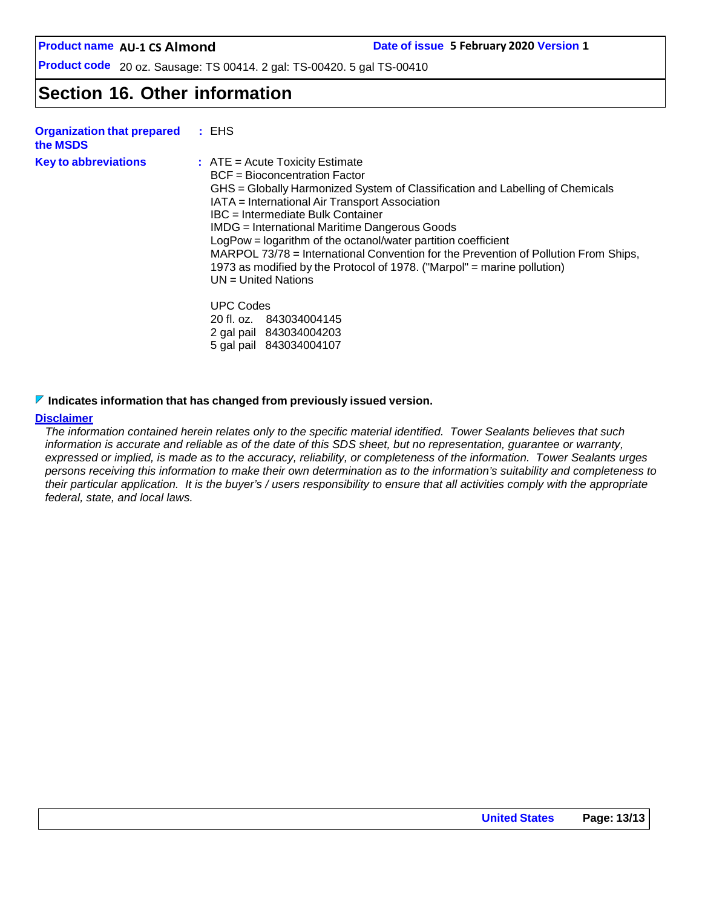## Section 16. Other information

**Organization that prepared the MSDS** : EHS

**Key to abbreviations** : ATE = Acute Toxicity Estimate
BCF = Bioconcentration Factor
GHS = Globally Harmonized System of Classification and Labelling of Chemicals
IATA = International Air Transport Association
IBC = Intermediate Bulk Container
IMDG = International Maritime Dangerous Goods
LogPow = logarithm of the octanol/water partition coefficient
MARPOL 73/78 = International Convention for the Prevention of Pollution From Ships, 1973 as modified by the Protocol of 1978. ("Marpol" = marine pollution)
UN = United Nations

UPC Codes

| | |
|---|---|
| 20 fl. oz. | 843034004145 |
| 2 gal pail | 843034004203 |
| 5 gal pail | 843034004107 |

**Indicates information that has changed from previously issued version.**

**Disclaimer**

*The information contained herein relates only to the specific material identified. Tower Sealants believes that such information is accurate and reliable as of the date of this SDS sheet, but no representation, guarantee or warranty, expressed or implied, is made as to the accuracy, reliability, or completeness of the information. Tower Sealants urges persons receiving this information to make their own determination as to the information's suitability and completeness to their particular application. It is the buyer's / users responsibility to ensure that all activities comply with the appropriate federal, state, and local laws.*